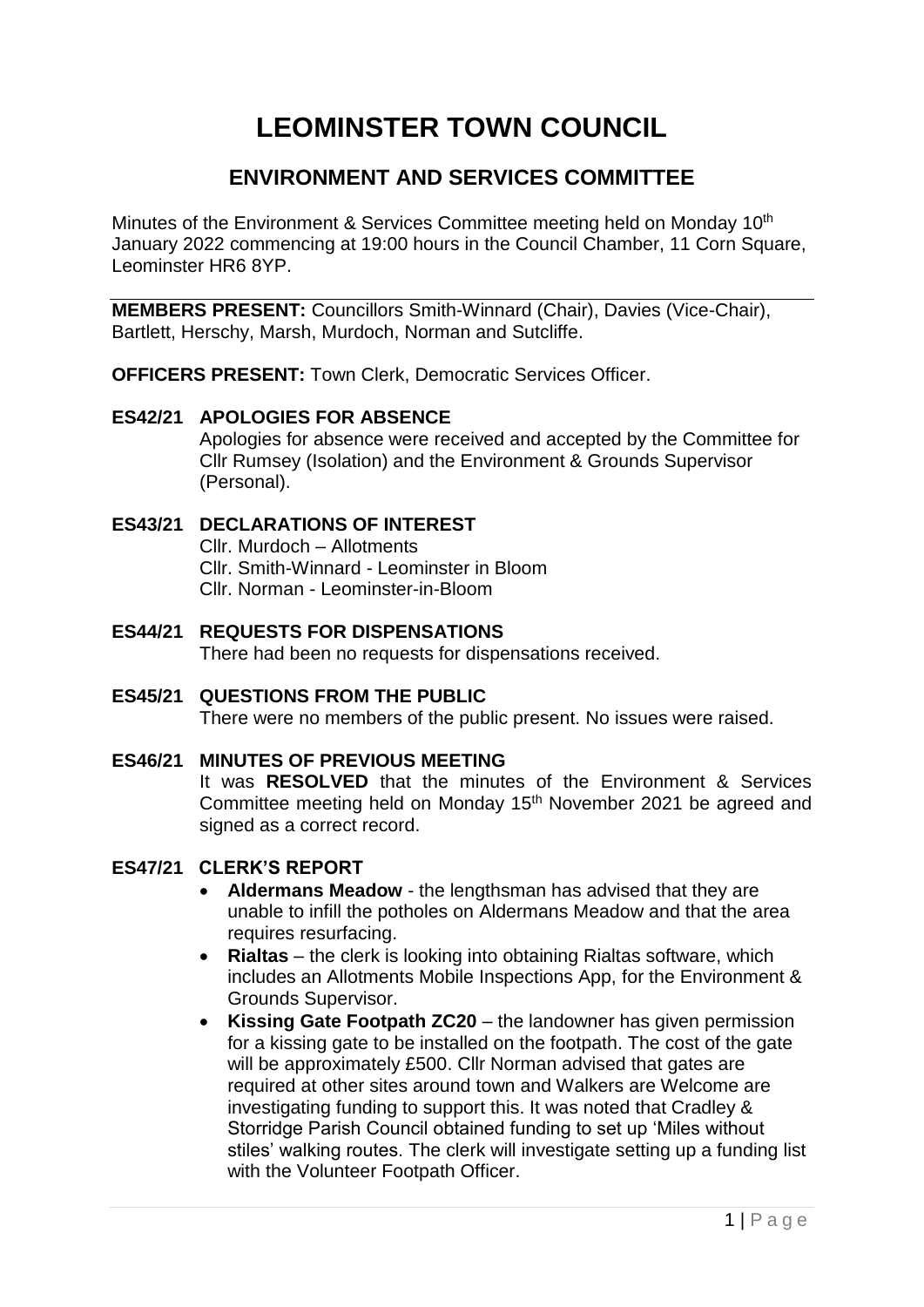# LEOMINSTER TOWN COUNCIL

## ENVIRONMENT AND SERVICES COMMITTEE

Minutes of the Environment & Services Committee meeting held on Monday 10th January 2022 commencing at 19:00 hours in the Council Chamber, 11 Corn Square, Leominster HR6 8YP.

**MEMBERS PRESENT:** Councillors Smith-Winnard (Chair), Davies (Vice-Chair), Bartlett, Herschy, Marsh, Murdoch, Norman and Sutcliffe.

**OFFICERS PRESENT:** Town Clerk, Democratic Services Officer.

**ES42/21 APOLOGIES FOR ABSENCE**

Apologies for absence were received and accepted by the Committee for Cllr Rumsey (Isolation) and the Environment & Grounds Supervisor (Personal).

**ES43/21 DECLARATIONS OF INTEREST**

Cllr. Murdoch – Allotments
Cllr. Smith-Winnard - Leominster in Bloom
Cllr. Norman - Leominster-in-Bloom

**ES44/21 REQUESTS FOR DISPENSATIONS**

There had been no requests for dispensations received.

**ES45/21 QUESTIONS FROM THE PUBLIC**

There were no members of the public present. No issues were raised.

**ES46/21 MINUTES OF PREVIOUS MEETING**

It was **RESOLVED** that the minutes of the Environment & Services Committee meeting held on Monday 15th November 2021 be agreed and signed as a correct record.

**ES47/21 CLERK'S REPORT**

- **Aldermans Meadow** - the lengthsman has advised that they are unable to infill the potholes on Aldermans Meadow and that the area requires resurfacing.
- **Rialtas** – the clerk is looking into obtaining Rialtas software, which includes an Allotments Mobile Inspections App, for the Environment & Grounds Supervisor.
- **Kissing Gate Footpath ZC20** – the landowner has given permission for a kissing gate to be installed on the footpath. The cost of the gate will be approximately £500. Cllr Norman advised that gates are required at other sites around town and Walkers are Welcome are investigating funding to support this. It was noted that Cradley & Storridge Parish Council obtained funding to set up 'Miles without stiles' walking routes. The clerk will investigate setting up a funding list with the Volunteer Footpath Officer.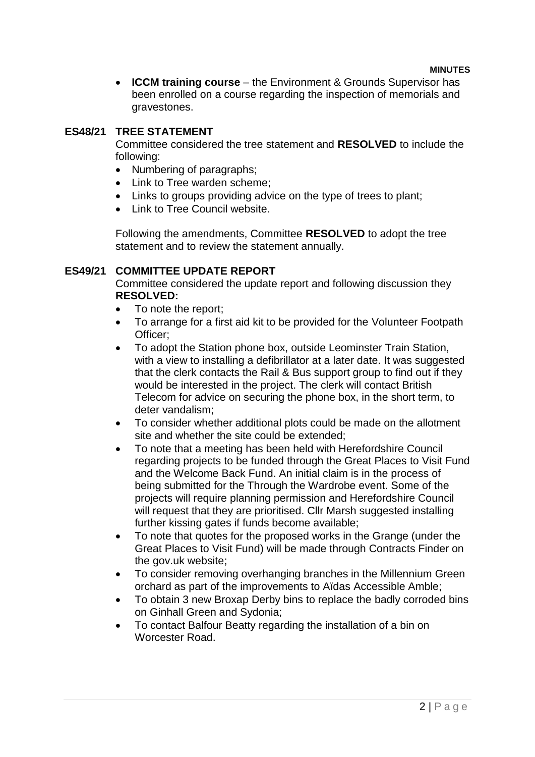- **ICCM training course** – the Environment & Grounds Supervisor has been enrolled on a course regarding the inspection of memorials and gravestones.

## ES48/21 TREE STATEMENT

Committee considered the tree statement and **RESOLVED** to include the following:

- Numbering of paragraphs;
- Link to Tree warden scheme;
- Links to groups providing advice on the type of trees to plant;
- Link to Tree Council website.

Following the amendments, Committee **RESOLVED** to adopt the tree statement and to review the statement annually.

## ES49/21 COMMITTEE UPDATE REPORT

Committee considered the update report and following discussion they **RESOLVED:**

- To note the report;
- To arrange for a first aid kit to be provided for the Volunteer Footpath Officer;
- To adopt the Station phone box, outside Leominster Train Station, with a view to installing a defibrillator at a later date. It was suggested that the clerk contacts the Rail & Bus support group to find out if they would be interested in the project. The clerk will contact British Telecom for advice on securing the phone box, in the short term, to deter vandalism;
- To consider whether additional plots could be made on the allotment site and whether the site could be extended;
- To note that a meeting has been held with Herefordshire Council regarding projects to be funded through the Great Places to Visit Fund and the Welcome Back Fund. An initial claim is in the process of being submitted for the Through the Wardrobe event. Some of the projects will require planning permission and Herefordshire Council will request that they are prioritised. Cllr Marsh suggested installing further kissing gates if funds become available;
- To note that quotes for the proposed works in the Grange (under the Great Places to Visit Fund) will be made through Contracts Finder on the gov.uk website;
- To consider removing overhanging branches in the Millennium Green orchard as part of the improvements to Aïdas Accessible Amble;
- To obtain 3 new Broxap Derby bins to replace the badly corroded bins on Ginhall Green and Sydonia;
- To contact Balfour Beatty regarding the installation of a bin on Worcester Road.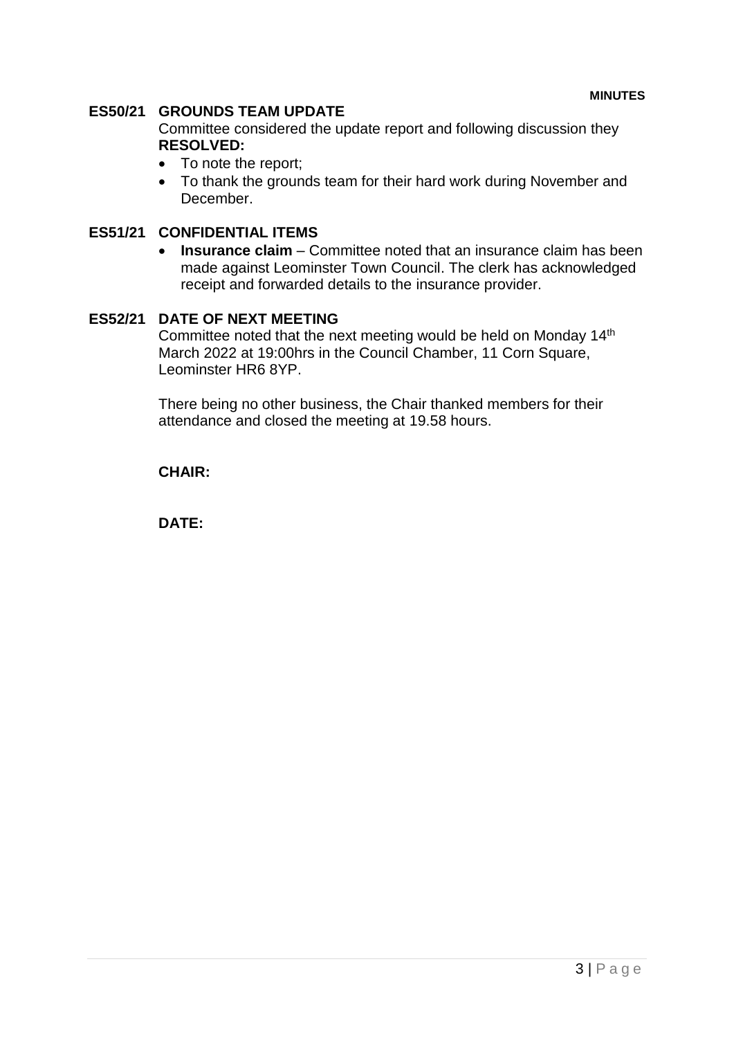**MINUTES**

**ES50/21 GROUNDS TEAM UPDATE**

Committee considered the update report and following discussion they **RESOLVED:**

- To note the report;
- To thank the grounds team for their hard work during November and December.

**ES51/21 CONFIDENTIAL ITEMS**

- **Insurance claim** – Committee noted that an insurance claim has been made against Leominster Town Council. The clerk has acknowledged receipt and forwarded details to the insurance provider.

**ES52/21 DATE OF NEXT MEETING**

Committee noted that the next meeting would be held on Monday 14th March 2022 at 19:00hrs in the Council Chamber, 11 Corn Square, Leominster HR6 8YP.

There being no other business, the Chair thanked members for their attendance and closed the meeting at 19.58 hours.

**CHAIR:**

**DATE:**